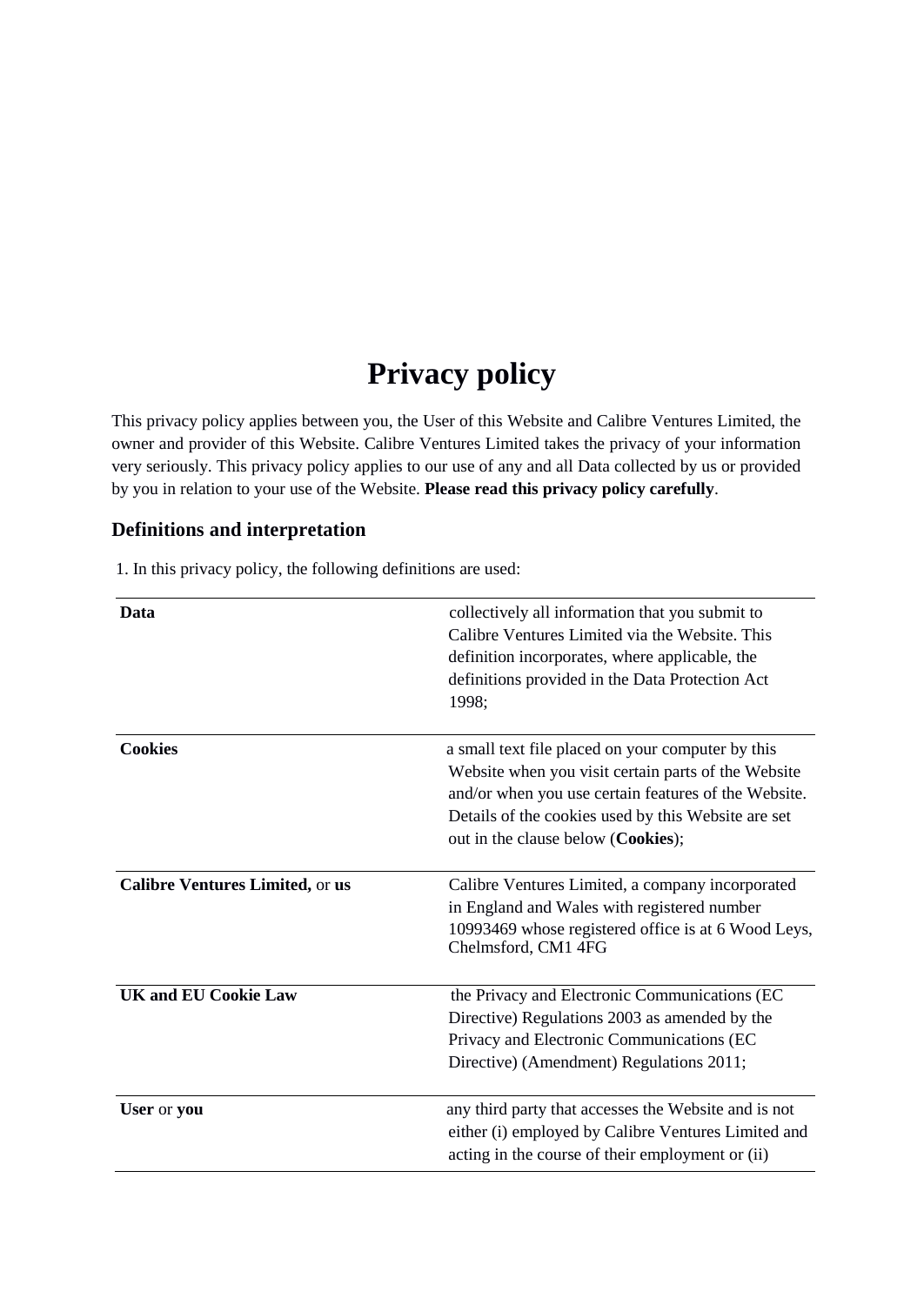# Privacy policy

This privacy policy applies between you, the User of this Website and Calibre Ventures Limited, the owner and provider of this Website. Calibre Ventures Limited takes the privacy of your information very seriously. This privacy policy applies to our use of any and all Data collected by us or provided by you in relation to your use of the Website. **Please read this privacy policy carefully**.

## Definitions and interpretation

1. In this privacy policy, the following definitions are used:

| | |
|---|---|
| **Data** | collectively all information that you submit to Calibre Ventures Limited via the Website. This definition incorporates, where applicable, the definitions provided in the Data Protection Act 1998; |
| **Cookies** | a small text file placed on your computer by this Website when you visit certain parts of the Website and/or when you use certain features of the Website. Details of the cookies used by this Website are set out in the clause below (**Cookies**); |
| **Calibre Ventures Limited,** or **us** | Calibre Ventures Limited, a company incorporated in England and Wales with registered number 10993469 whose registered office is at 6 Wood Leys, Chelmsford, CM1 4FG |
| **UK and EU Cookie Law** | the Privacy and Electronic Communications (EC Directive) Regulations 2003 as amended by the Privacy and Electronic Communications (EC Directive) (Amendment) Regulations 2011; |
| **User** or **you** | any third party that accesses the Website and is not either (i) employed by Calibre Ventures Limited and acting in the course of their employment or (ii) |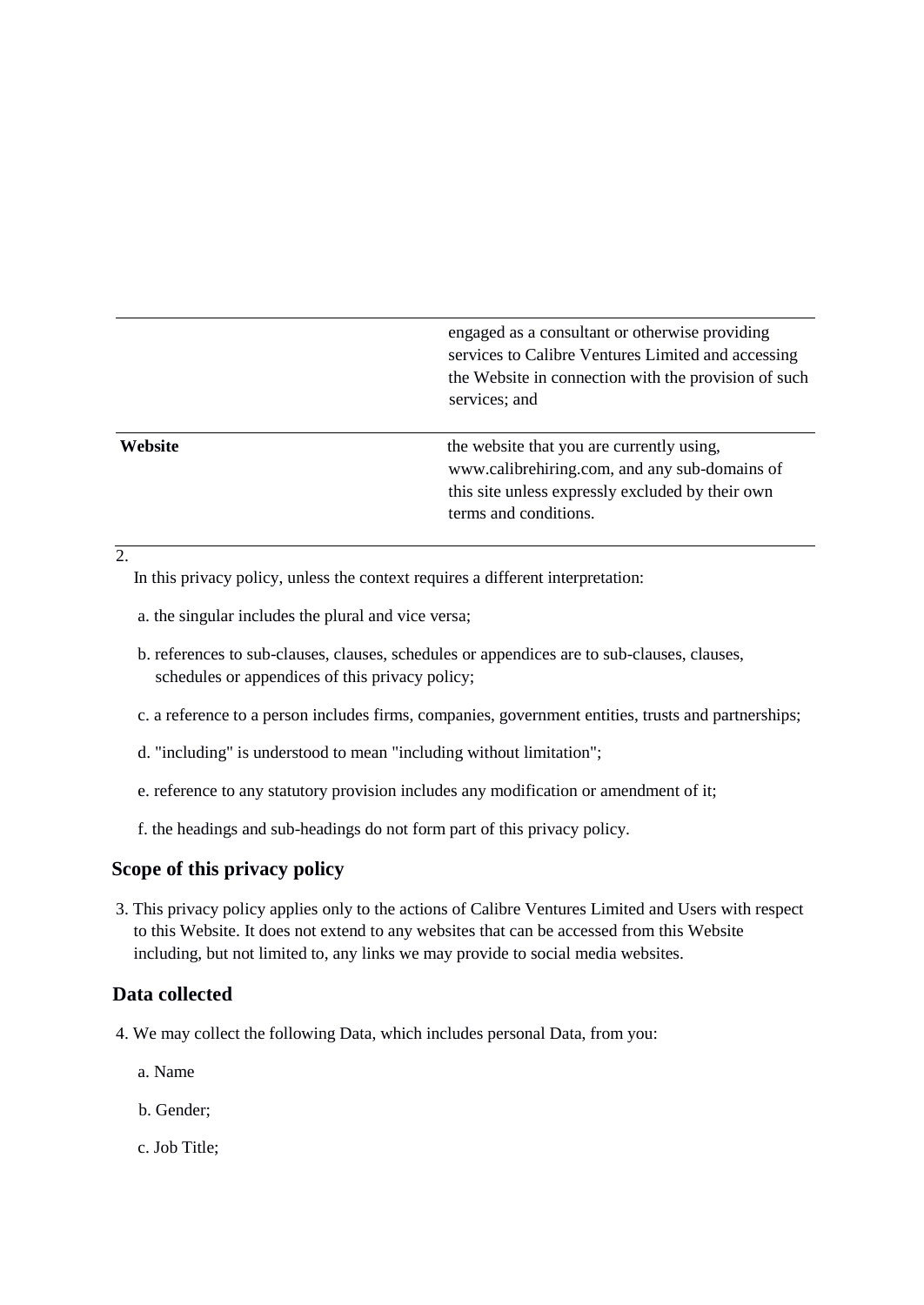|  |  |
|---|---|
|  | engaged as a consultant or otherwise providing services to Calibre Ventures Limited and accessing the Website in connection with the provision of such services; and |
| **Website** | the website that you are currently using, www.calibrehiring.com, and any sub-domains of this site unless expressly excluded by their own terms and conditions. |

2. In this privacy policy, unless the context requires a different interpretation:

   a. the singular includes the plural and vice versa;

   b. references to sub-clauses, clauses, schedules or appendices are to sub-clauses, clauses, schedules or appendices of this privacy policy;

   c. a reference to a person includes firms, companies, government entities, trusts and partnerships;

   d. "including" is understood to mean "including without limitation";

   e. reference to any statutory provision includes any modification or amendment of it;

   f. the headings and sub-headings do not form part of this privacy policy.

## Scope of this privacy policy

3. This privacy policy applies only to the actions of Calibre Ventures Limited and Users with respect to this Website. It does not extend to any websites that can be accessed from this Website including, but not limited to, any links we may provide to social media websites.

## Data collected

4. We may collect the following Data, which includes personal Data, from you:

   a. Name

   b. Gender;

   c. Job Title;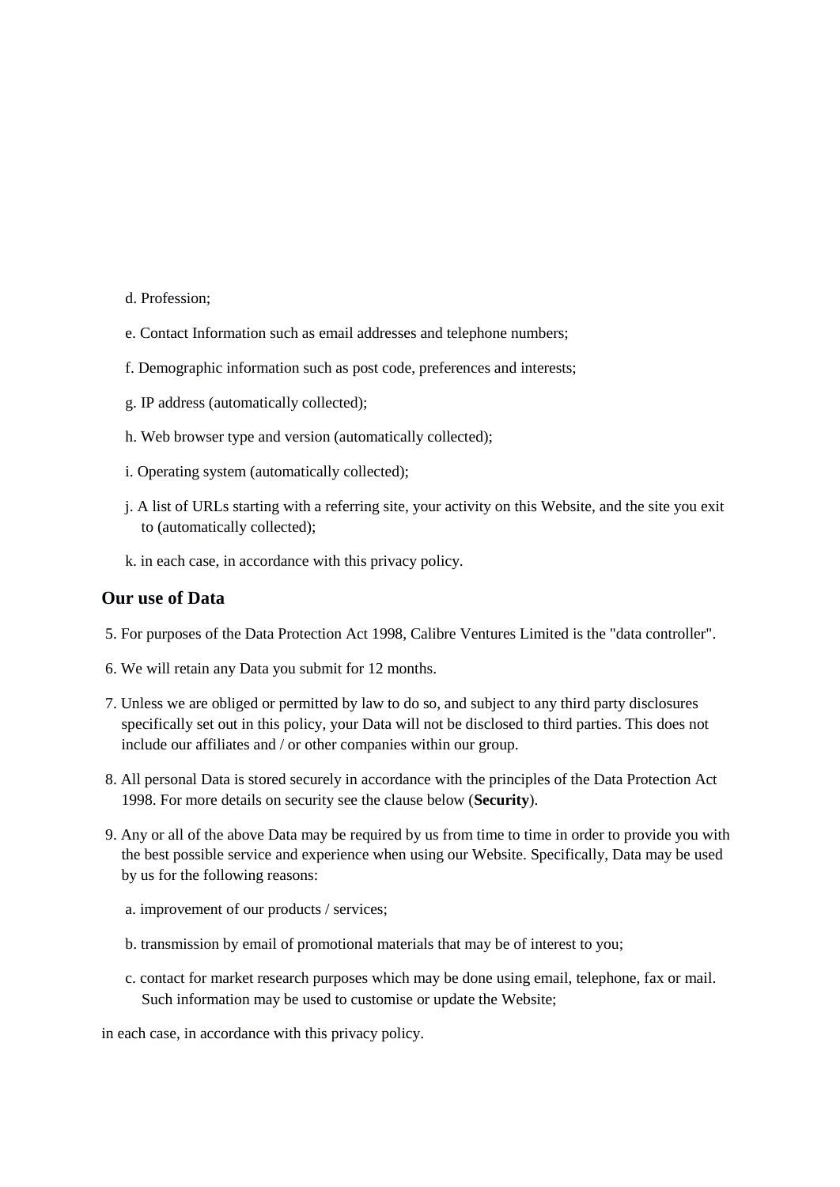d. Profession;

e. Contact Information such as email addresses and telephone numbers;

f. Demographic information such as post code, preferences and interests;

g. IP address (automatically collected);

h. Web browser type and version (automatically collected);

i. Operating system (automatically collected);

j. A list of URLs starting with a referring site, your activity on this Website, and the site you exit to (automatically collected);

k. in each case, in accordance with this privacy policy.

## Our use of Data

5. For purposes of the Data Protection Act 1998, Calibre Ventures Limited is the "data controller".

6. We will retain any Data you submit for 12 months.

7. Unless we are obliged or permitted by law to do so, and subject to any third party disclosures specifically set out in this policy, your Data will not be disclosed to third parties. This does not include our affiliates and / or other companies within our group.

8. All personal Data is stored securely in accordance with the principles of the Data Protection Act 1998. For more details on security see the clause below (**Security**).

9. Any or all of the above Data may be required by us from time to time in order to provide you with the best possible service and experience when using our Website. Specifically, Data may be used by us for the following reasons:

   a. improvement of our products / services;

   b. transmission by email of promotional materials that may be of interest to you;

   c. contact for market research purposes which may be done using email, telephone, fax or mail. Such information may be used to customise or update the Website;

in each case, in accordance with this privacy policy.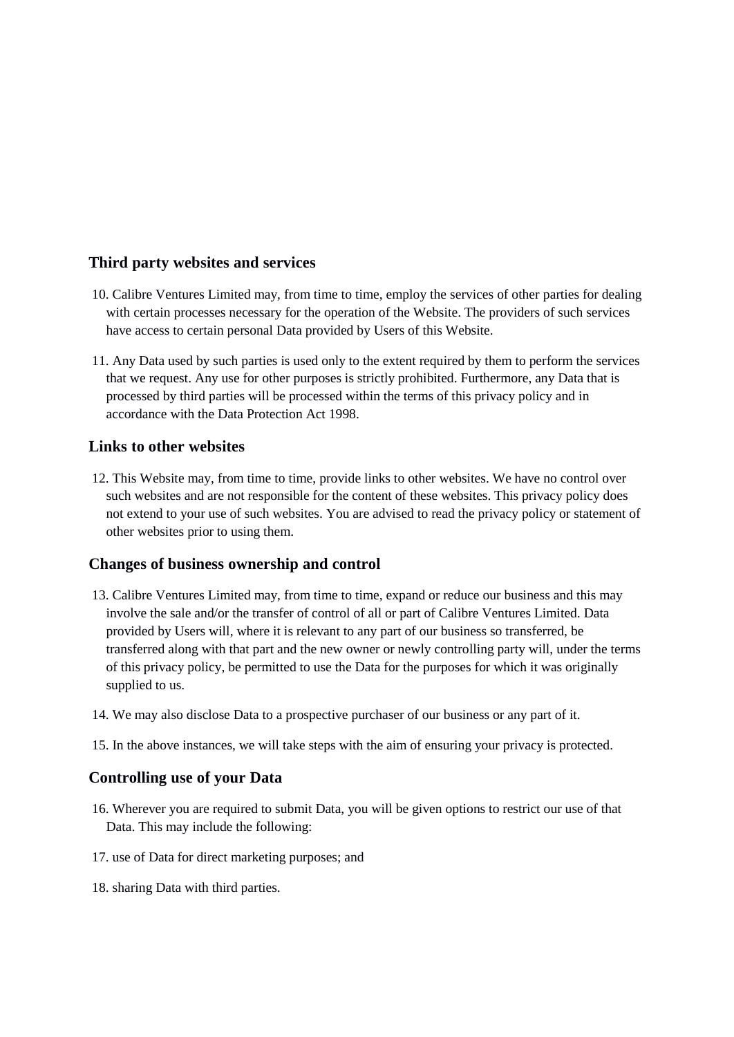### Third party websites and services

10. Calibre Ventures Limited may, from time to time, employ the services of other parties for dealing with certain processes necessary for the operation of the Website. The providers of such services have access to certain personal Data provided by Users of this Website.

11. Any Data used by such parties is used only to the extent required by them to perform the services that we request. Any use for other purposes is strictly prohibited. Furthermore, any Data that is processed by third parties will be processed within the terms of this privacy policy and in accordance with the Data Protection Act 1998.

### Links to other websites

12. This Website may, from time to time, provide links to other websites. We have no control over such websites and are not responsible for the content of these websites. This privacy policy does not extend to your use of such websites. You are advised to read the privacy policy or statement of other websites prior to using them.

### Changes of business ownership and control

13. Calibre Ventures Limited may, from time to time, expand or reduce our business and this may involve the sale and/or the transfer of control of all or part of Calibre Ventures Limited. Data provided by Users will, where it is relevant to any part of our business so transferred, be transferred along with that part and the new owner or newly controlling party will, under the terms of this privacy policy, be permitted to use the Data for the purposes for which it was originally supplied to us.

14. We may also disclose Data to a prospective purchaser of our business or any part of it.

15. In the above instances, we will take steps with the aim of ensuring your privacy is protected.

### Controlling use of your Data

16. Wherever you are required to submit Data, you will be given options to restrict our use of that Data. This may include the following:

17. use of Data for direct marketing purposes; and

18. sharing Data with third parties.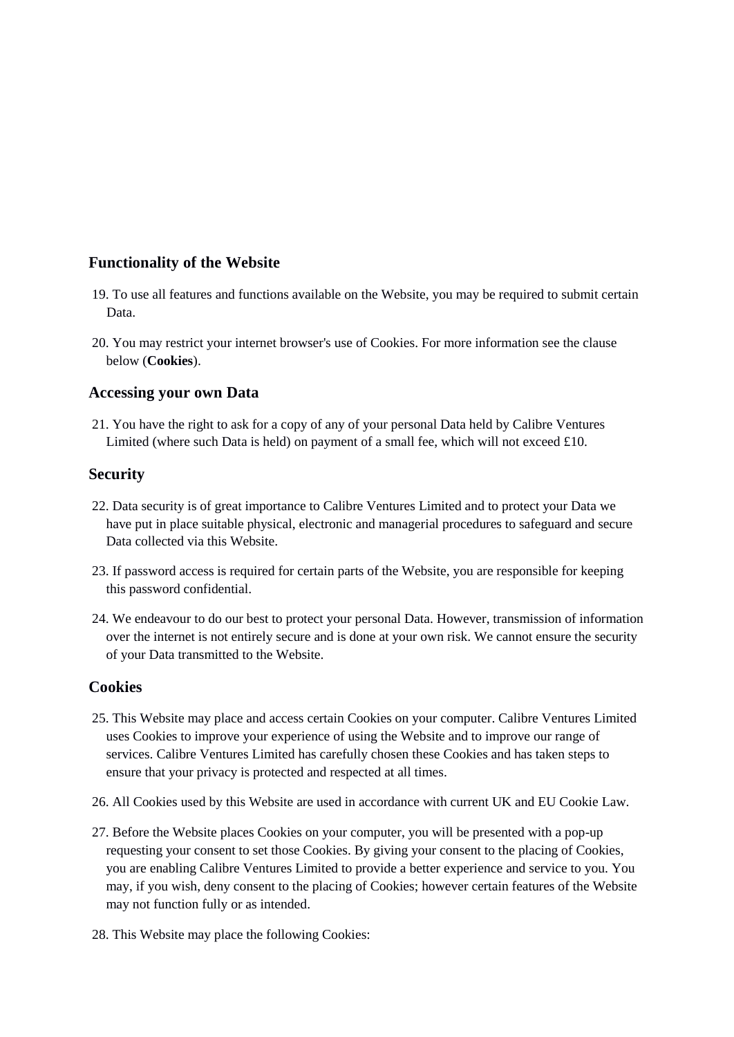## Functionality of the Website

19. To use all features and functions available on the Website, you may be required to submit certain Data.

20. You may restrict your internet browser's use of Cookies. For more information see the clause below (**Cookies**).

## Accessing your own Data

21. You have the right to ask for a copy of any of your personal Data held by Calibre Ventures Limited (where such Data is held) on payment of a small fee, which will not exceed £10.

## Security

22. Data security is of great importance to Calibre Ventures Limited and to protect your Data we have put in place suitable physical, electronic and managerial procedures to safeguard and secure Data collected via this Website.

23. If password access is required for certain parts of the Website, you are responsible for keeping this password confidential.

24. We endeavour to do our best to protect your personal Data. However, transmission of information over the internet is not entirely secure and is done at your own risk. We cannot ensure the security of your Data transmitted to the Website.

## Cookies

25. This Website may place and access certain Cookies on your computer. Calibre Ventures Limited uses Cookies to improve your experience of using the Website and to improve our range of services. Calibre Ventures Limited has carefully chosen these Cookies and has taken steps to ensure that your privacy is protected and respected at all times.

26. All Cookies used by this Website are used in accordance with current UK and EU Cookie Law.

27. Before the Website places Cookies on your computer, you will be presented with a pop-up requesting your consent to set those Cookies. By giving your consent to the placing of Cookies, you are enabling Calibre Ventures Limited to provide a better experience and service to you. You may, if you wish, deny consent to the placing of Cookies; however certain features of the Website may not function fully or as intended.

28. This Website may place the following Cookies: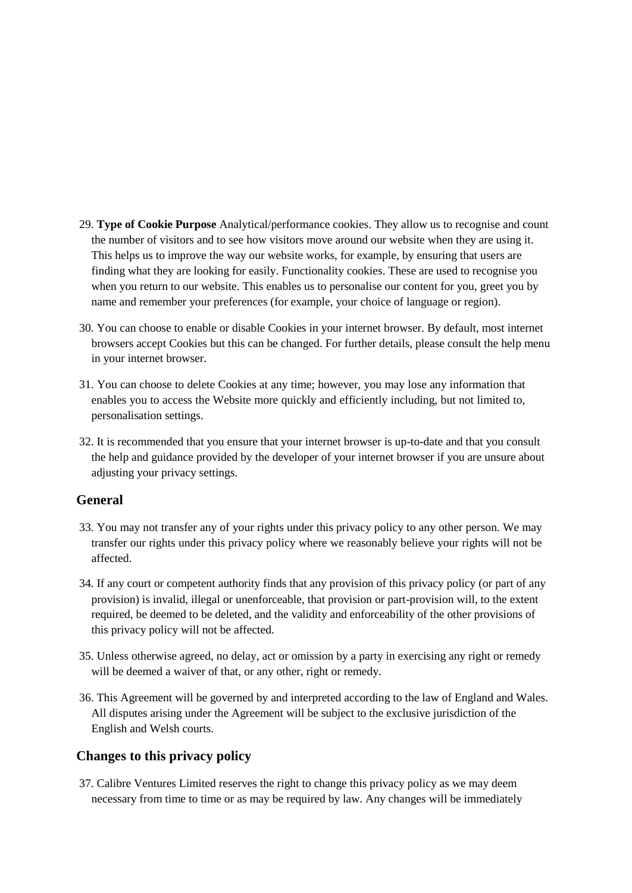29. **Type of Cookie Purpose** Analytical/performance cookies. They allow us to recognise and count the number of visitors and to see how visitors move around our website when they are using it. This helps us to improve the way our website works, for example, by ensuring that users are finding what they are looking for easily. Functionality cookies. These are used to recognise you when you return to our website. This enables us to personalise our content for you, greet you by name and remember your preferences (for example, your choice of language or region).

30. You can choose to enable or disable Cookies in your internet browser. By default, most internet browsers accept Cookies but this can be changed. For further details, please consult the help menu in your internet browser.

31. You can choose to delete Cookies at any time; however, you may lose any information that enables you to access the Website more quickly and efficiently including, but not limited to, personalisation settings.

32. It is recommended that you ensure that your internet browser is up-to-date and that you consult the help and guidance provided by the developer of your internet browser if you are unsure about adjusting your privacy settings.

## General

33. You may not transfer any of your rights under this privacy policy to any other person. We may transfer our rights under this privacy policy where we reasonably believe your rights will not be affected.

34. If any court or competent authority finds that any provision of this privacy policy (or part of any provision) is invalid, illegal or unenforceable, that provision or part-provision will, to the extent required, be deemed to be deleted, and the validity and enforceability of the other provisions of this privacy policy will not be affected.

35. Unless otherwise agreed, no delay, act or omission by a party in exercising any right or remedy will be deemed a waiver of that, or any other, right or remedy.

36. This Agreement will be governed by and interpreted according to the law of England and Wales. All disputes arising under the Agreement will be subject to the exclusive jurisdiction of the English and Welsh courts.

## Changes to this privacy policy

37. Calibre Ventures Limited reserves the right to change this privacy policy as we may deem necessary from time to time or as may be required by law. Any changes will be immediately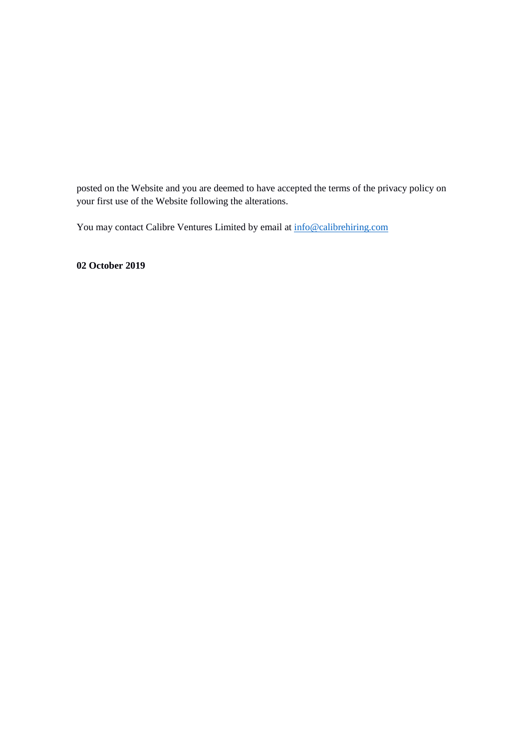posted on the Website and you are deemed to have accepted the terms of the privacy policy on your first use of the Website following the alterations.

You may contact Calibre Ventures Limited by email at info@calibrehiring.com

**02 October 2019**